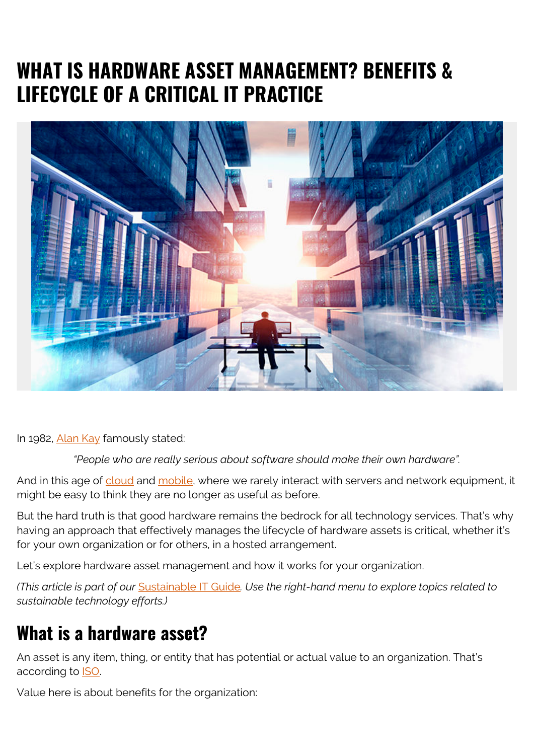# WHAT IS HARDWARE ASSET MANAGEMENT? BENEFITS & LIFECYCLE OF A CRITICAL IT PRACTICE

In 1982, Alan Kay famously stated:

> *"People who are really serious about software should make their own hardware".*

And in this age of cloud and mobile, where we rarely interact with servers and network equipment, it might be easy to think they are no longer as useful as before.

But the hard truth is that good hardware remains the bedrock for all technology services. That's why having an approach that effectively manages the lifecycle of hardware assets is critical, whether it's for your own organization or for others, in a hosted arrangement.

Let's explore hardware asset management and how it works for your organization.

*(This article is part of our Sustainable IT Guide. Use the right-hand menu to explore topics related to sustainable technology efforts.)*

## What is a hardware asset?

An asset is any item, thing, or entity that has potential or actual value to an organization. That's according to ISO.

Value here is about benefits for the organization: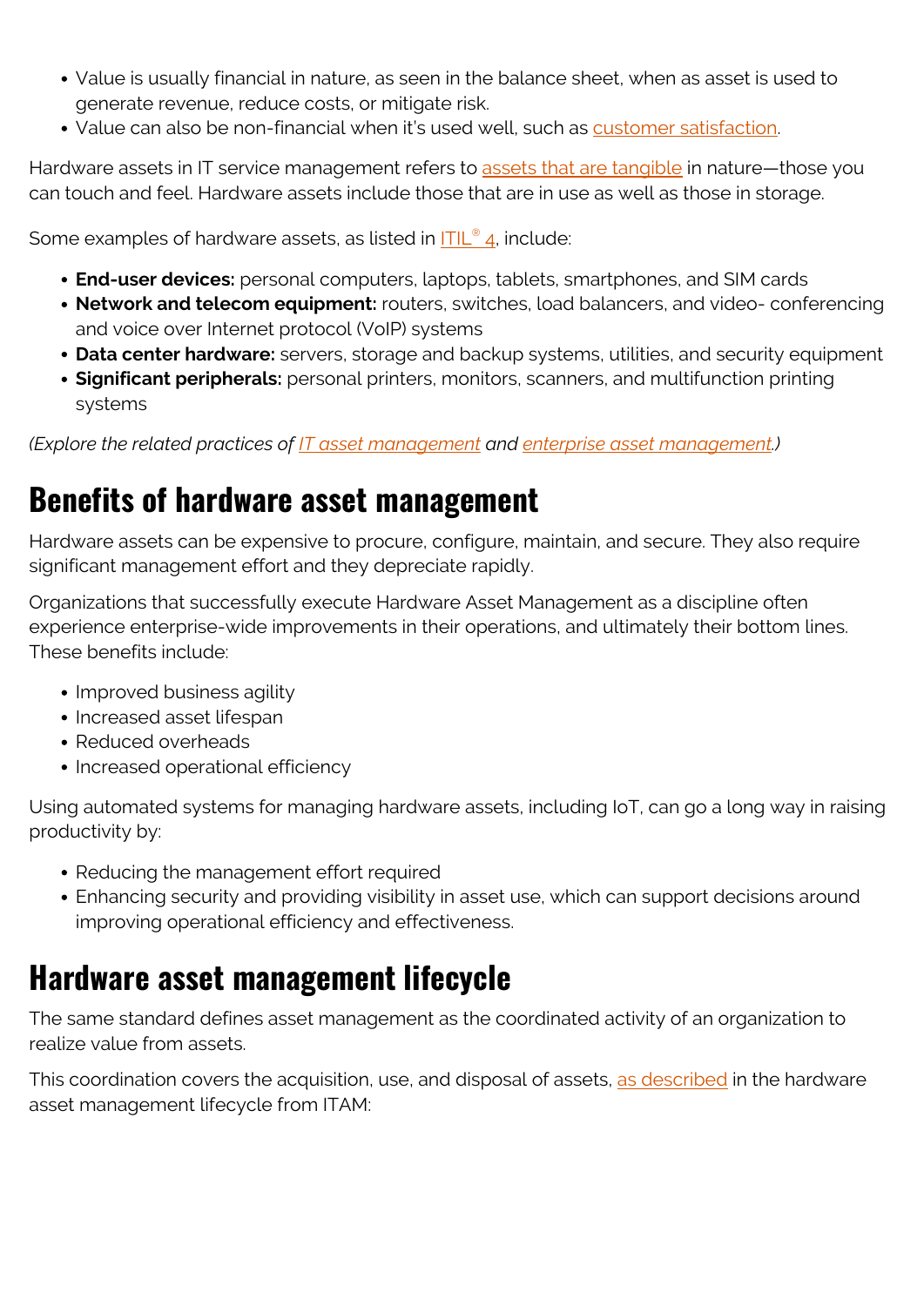- Value is usually financial in nature, as seen in the balance sheet, when as asset is used to generate revenue, reduce costs, or mitigate risk.
- Value can also be non-financial when it's used well, such as customer satisfaction.

Hardware assets in IT service management refers to assets that are tangible in nature—those you can touch and feel. Hardware assets include those that are in use as well as those in storage.

Some examples of hardware assets, as listed in ITIL® 4, include:

- **End-user devices:** personal computers, laptops, tablets, smartphones, and SIM cards
- **Network and telecom equipment:** routers, switches, load balancers, and video- conferencing and voice over Internet protocol (VoIP) systems
- **Data center hardware:** servers, storage and backup systems, utilities, and security equipment
- **Significant peripherals:** personal printers, monitors, scanners, and multifunction printing systems

*(Explore the related practices of IT asset management and enterprise asset management.)*

## Benefits of hardware asset management

Hardware assets can be expensive to procure, configure, maintain, and secure. They also require significant management effort and they depreciate rapidly.

Organizations that successfully execute Hardware Asset Management as a discipline often experience enterprise-wide improvements in their operations, and ultimately their bottom lines. These benefits include:

- Improved business agility
- Increased asset lifespan
- Reduced overheads
- Increased operational efficiency

Using automated systems for managing hardware assets, including IoT, can go a long way in raising productivity by:

- Reducing the management effort required
- Enhancing security and providing visibility in asset use, which can support decisions around improving operational efficiency and effectiveness.

## Hardware asset management lifecycle

The same standard defines asset management as the coordinated activity of an organization to realize value from assets.

This coordination covers the acquisition, use, and disposal of assets, as described in the hardware asset management lifecycle from ITAM: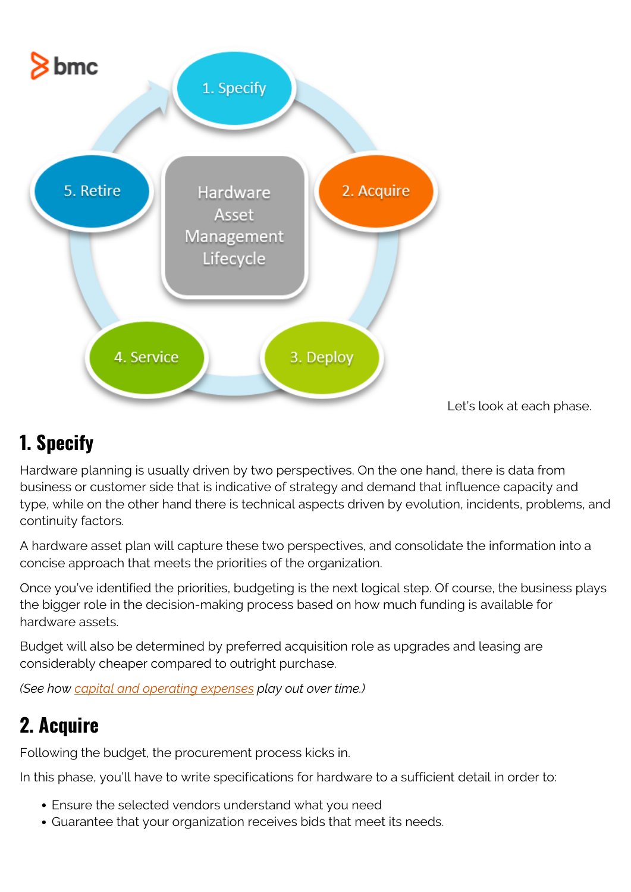Let's look at each phase.

## 1. Specify

Hardware planning is usually driven by two perspectives. On the one hand, there is data from business or customer side that is indicative of strategy and demand that influence capacity and type, while on the other hand there is technical aspects driven by evolution, incidents, problems, and continuity factors.

A hardware asset plan will capture these two perspectives, and consolidate the information into a concise approach that meets the priorities of the organization.

Once you've identified the priorities, budgeting is the next logical step. Of course, the business plays the bigger role in the decision-making process based on how much funding is available for hardware assets.

Budget will also be determined by preferred acquisition role as upgrades and leasing are considerably cheaper compared to outright purchase.

*(See how capital and operating expenses play out over time.)*

## 2. Acquire

Following the budget, the procurement process kicks in.

In this phase, you'll have to write specifications for hardware to a sufficient detail in order to:

- Ensure the selected vendors understand what you need
- Guarantee that your organization receives bids that meet its needs.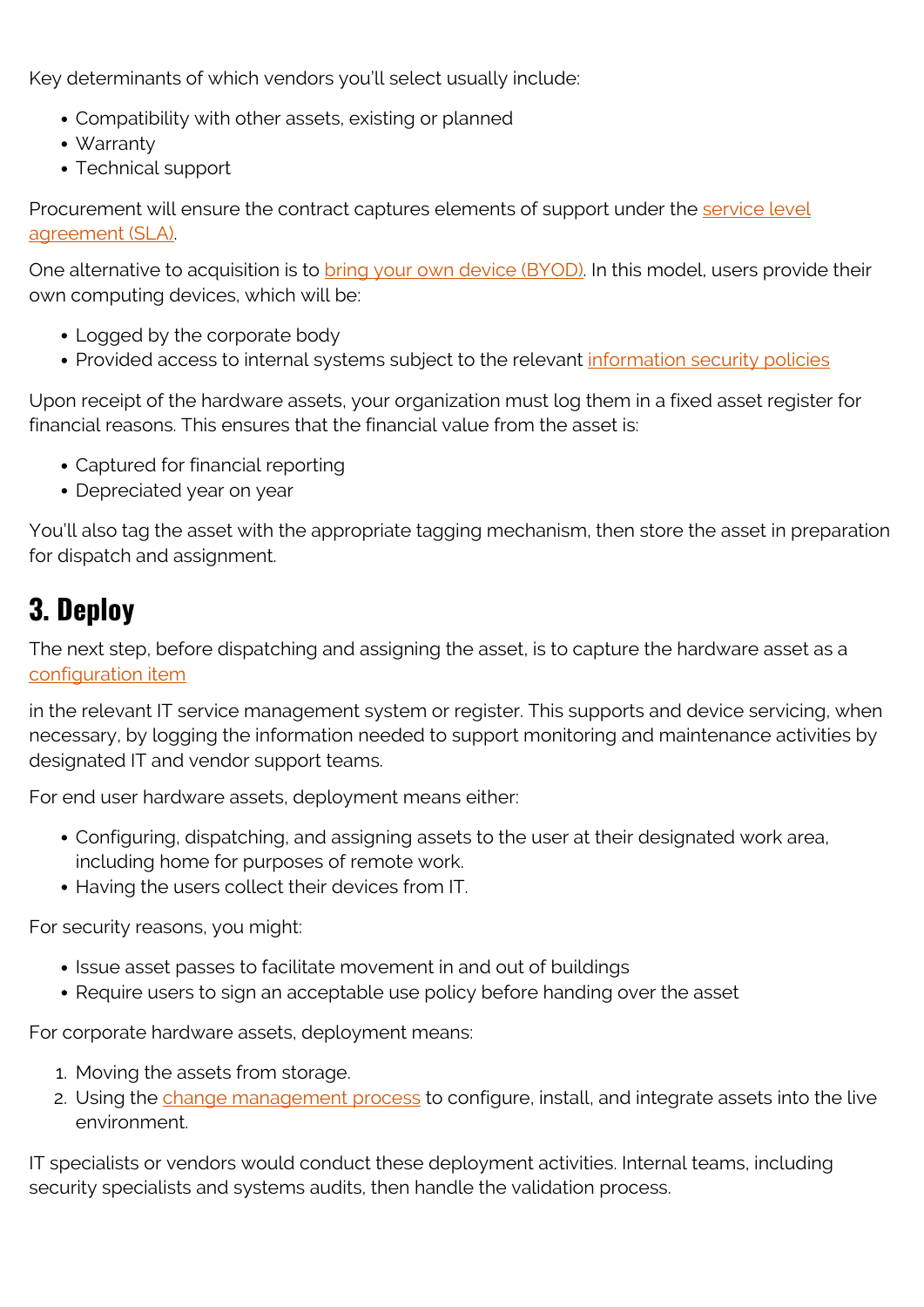Key determinants of which vendors you'll select usually include:

- Compatibility with other assets, existing or planned
- Warranty
- Technical support

Procurement will ensure the contract captures elements of support under the service level agreement (SLA).

One alternative to acquisition is to bring your own device (BYOD). In this model, users provide their own computing devices, which will be:

- Logged by the corporate body
- Provided access to internal systems subject to the relevant information security policies

Upon receipt of the hardware assets, your organization must log them in a fixed asset register for financial reasons. This ensures that the financial value from the asset is:

- Captured for financial reporting
- Depreciated year on year

You'll also tag the asset with the appropriate tagging mechanism, then store the asset in preparation for dispatch and assignment.

## 3. Deploy

The next step, before dispatching and assigning the asset, is to capture the hardware asset as a configuration item

in the relevant IT service management system or register. This supports and device servicing, when necessary, by logging the information needed to support monitoring and maintenance activities by designated IT and vendor support teams.

For end user hardware assets, deployment means either:

- Configuring, dispatching, and assigning assets to the user at their designated work area, including home for purposes of remote work.
- Having the users collect their devices from IT.

For security reasons, you might:

- Issue asset passes to facilitate movement in and out of buildings
- Require users to sign an acceptable use policy before handing over the asset

For corporate hardware assets, deployment means:

1. Moving the assets from storage.
2. Using the change management process to configure, install, and integrate assets into the live environment.

IT specialists or vendors would conduct these deployment activities. Internal teams, including security specialists and systems audits, then handle the validation process.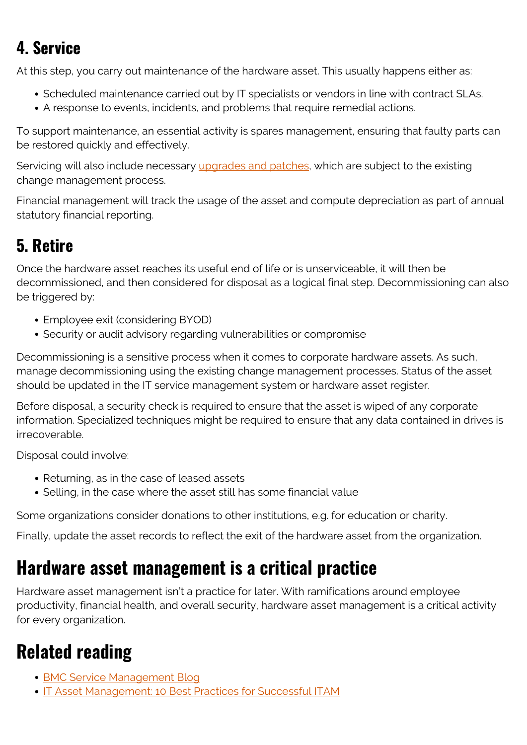### 4. Service

At this step, you carry out maintenance of the hardware asset. This usually happens either as:

- Scheduled maintenance carried out by IT specialists or vendors in line with contract SLAs.
- A response to events, incidents, and problems that require remedial actions.

To support maintenance, an essential activity is spares management, ensuring that faulty parts can be restored quickly and effectively.

Servicing will also include necessary [upgrades and patches](), which are subject to the existing change management process.

Financial management will track the usage of the asset and compute depreciation as part of annual statutory financial reporting.

### 5. Retire

Once the hardware asset reaches its useful end of life or is unserviceable, it will then be decommissioned, and then considered for disposal as a logical final step. Decommissioning can also be triggered by:

- Employee exit (considering BYOD)
- Security or audit advisory regarding vulnerabilities or compromise

Decommissioning is a sensitive process when it comes to corporate hardware assets. As such, manage decommissioning using the existing change management processes. Status of the asset should be updated in the IT service management system or hardware asset register.

Before disposal, a security check is required to ensure that the asset is wiped of any corporate information. Specialized techniques might be required to ensure that any data contained in drives is irrecoverable.

Disposal could involve:

- Returning, as in the case of leased assets
- Selling, in the case where the asset still has some financial value

Some organizations consider donations to other institutions, e.g. for education or charity.

Finally, update the asset records to reflect the exit of the hardware asset from the organization.

## Hardware asset management is a critical practice

Hardware asset management isn't a practice for later. With ramifications around employee productivity, financial health, and overall security, hardware asset management is a critical activity for every organization.

## Related reading

- [BMC Service Management Blog]()
- [IT Asset Management: 10 Best Practices for Successful ITAM]()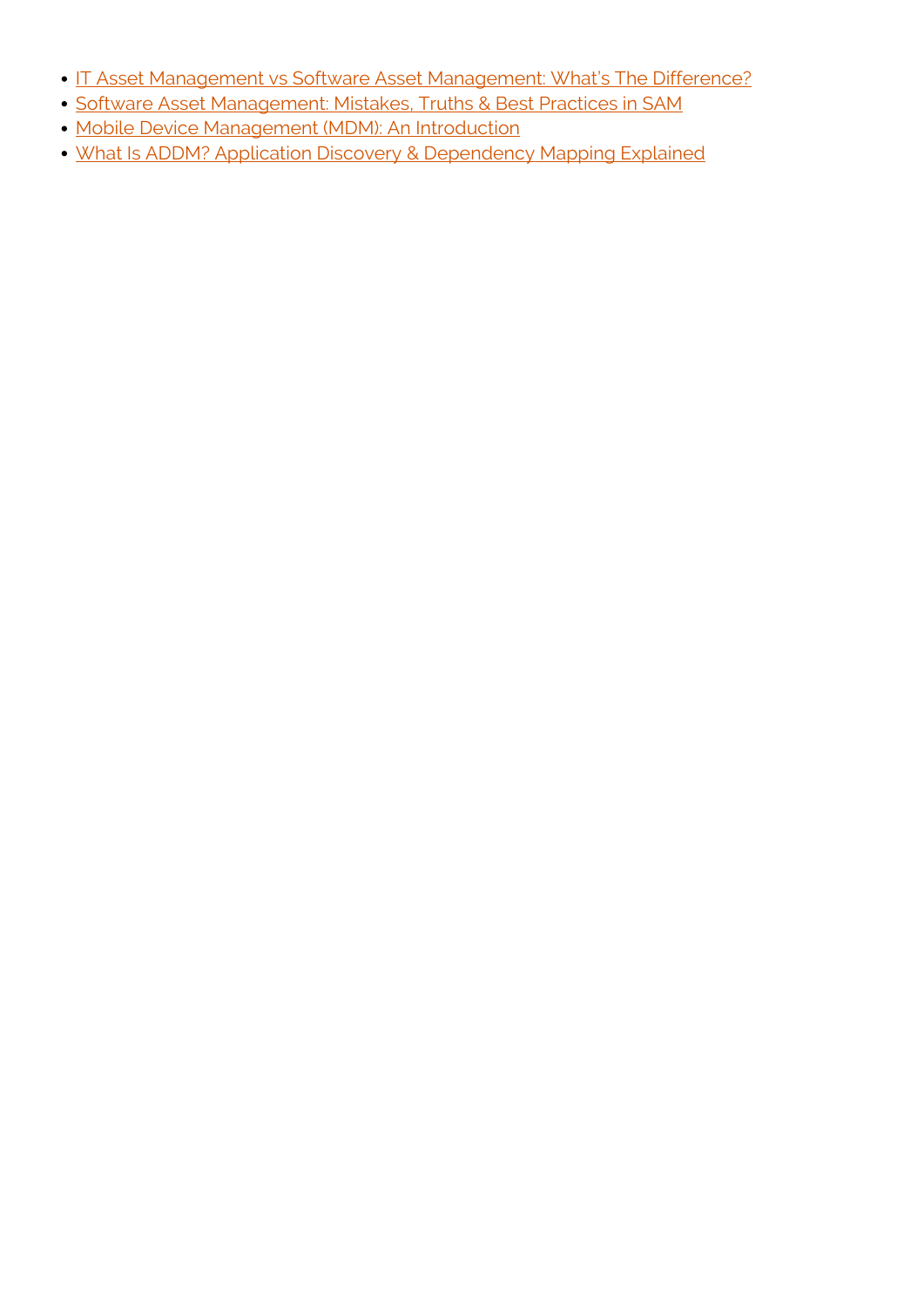- IT Asset Management vs Software Asset Management: What's The Difference?
- Software Asset Management: Mistakes, Truths & Best Practices in SAM
- Mobile Device Management (MDM): An Introduction
- What Is ADDM? Application Discovery & Dependency Mapping Explained